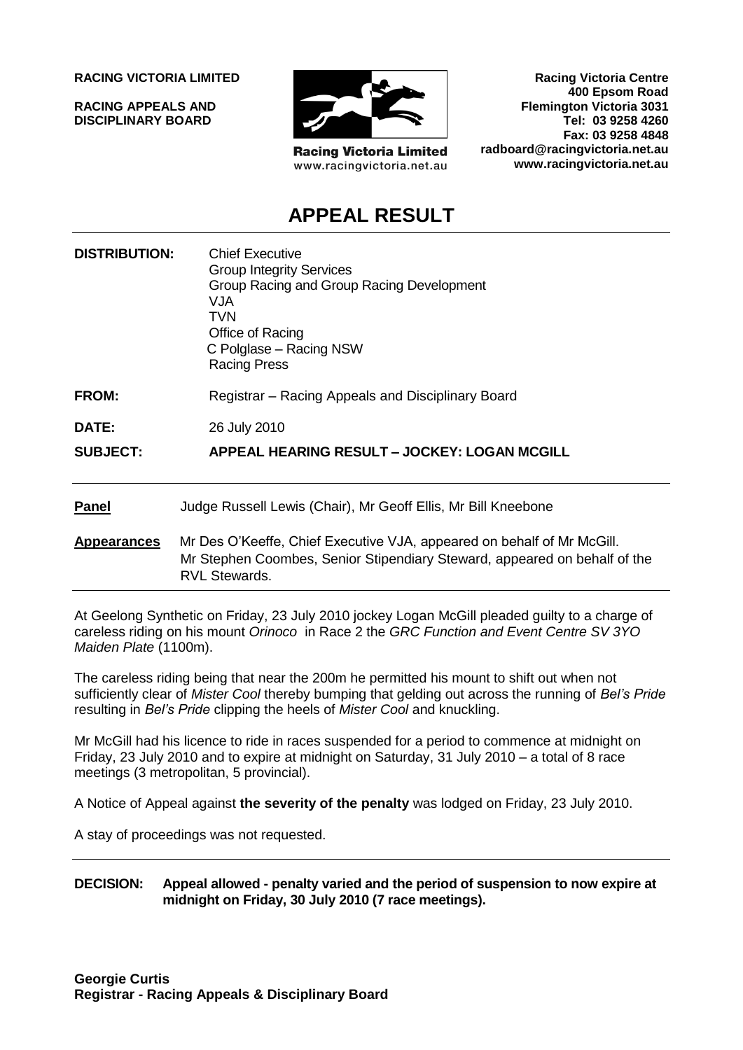**RACING VICTORIA LIMITED**

**RACING APPEALS AND DISCIPLINARY BOARD**

Racing Victoria Limited
www.racingvictoria.net.au

**Racing Victoria Centre**
**400 Epsom Road**
**Flemington Victoria 3031**
**Tel: 03 9258 4260**
**Fax: 03 9258 4848**
**radboard@racingvictoria.net.au**
**www.racingvictoria.net.au**

# APPEAL RESULT

**DISTRIBUTION:** Chief Executive
Group Integrity Services
Group Racing and Group Racing Development
VJA
TVN
Office of Racing
C Polglase – Racing NSW
Racing Press

**FROM:** Registrar – Racing Appeals and Disciplinary Board

**DATE:** 26 July 2010

**SUBJECT:** **APPEAL HEARING RESULT – JOCKEY: LOGAN MCGILL**

---

**Panel** Judge Russell Lewis (Chair), Mr Geoff Ellis, Mr Bill Kneebone

**Appearances** Mr Des O'Keeffe, Chief Executive VJA, appeared on behalf of Mr McGill.
Mr Stephen Coombes, Senior Stipendiary Steward, appeared on behalf of the RVL Stewards.

---

At Geelong Synthetic on Friday, 23 July 2010 jockey Logan McGill pleaded guilty to a charge of careless riding on his mount *Orinoco* in Race 2 the *GRC Function and Event Centre SV 3YO Maiden Plate* (1100m).

The careless riding being that near the 200m he permitted his mount to shift out when not sufficiently clear of *Mister Cool* thereby bumping that gelding out across the running of *Bel's Pride* resulting in *Bel's Pride* clipping the heels of *Mister Cool* and knuckling.

Mr McGill had his licence to ride in races suspended for a period to commence at midnight on Friday, 23 July 2010 and to expire at midnight on Saturday, 31 July 2010 – a total of 8 race meetings (3 metropolitan, 5 provincial).

A Notice of Appeal against **the severity of the penalty** was lodged on Friday, 23 July 2010.

A stay of proceedings was not requested.

---

**DECISION: Appeal allowed - penalty varied and the period of suspension to now expire at midnight on Friday, 30 July 2010 (7 race meetings).**

**Georgie Curtis**
**Registrar - Racing Appeals & Disciplinary Board**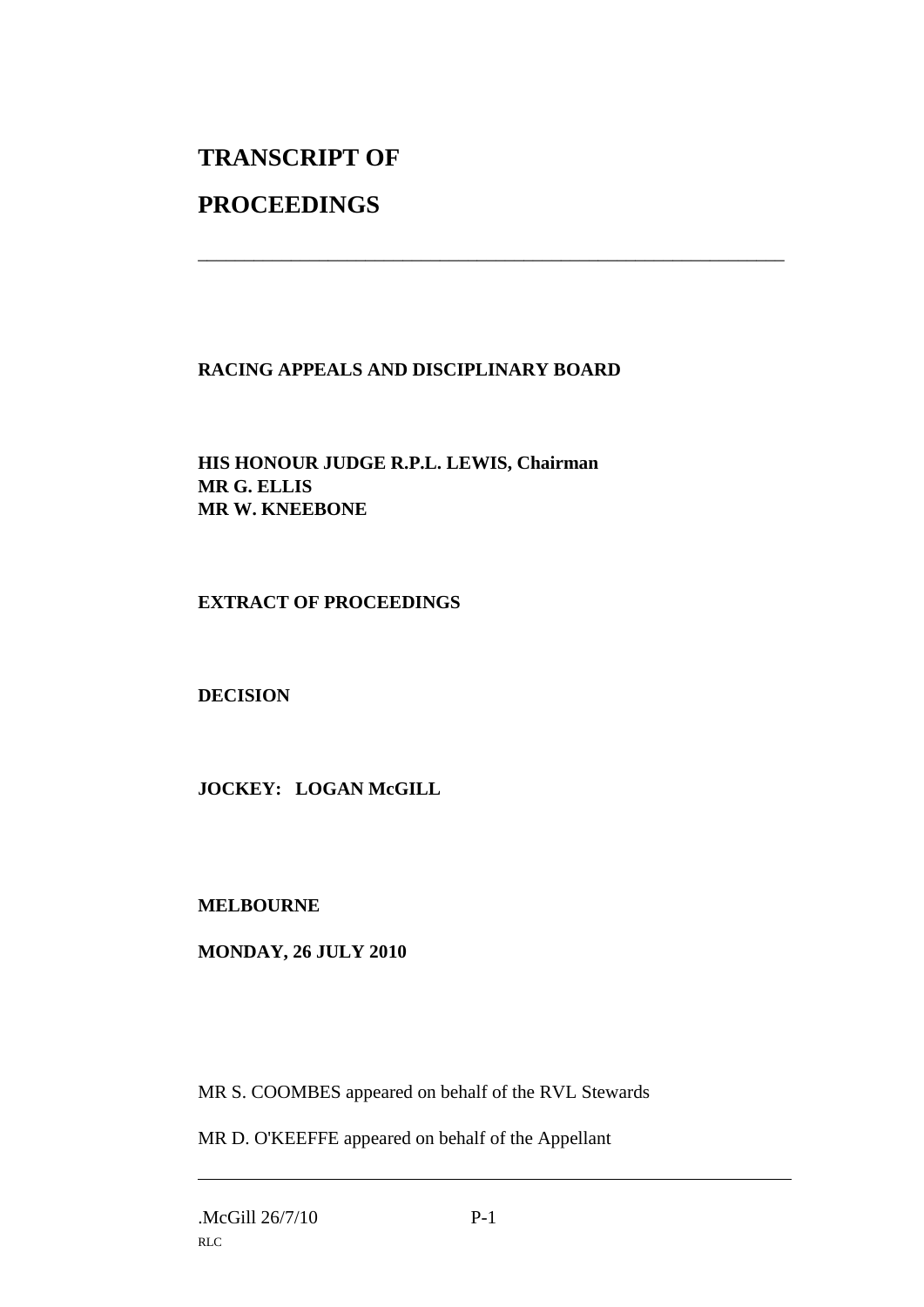# TRANSCRIPT OF

# PROCEEDINGS

---

**RACING APPEALS AND DISCIPLINARY BOARD**

**HIS HONOUR JUDGE R.P.L. LEWIS, Chairman**
**MR G. ELLIS**
**MR W. KNEEBONE**

**EXTRACT OF PROCEEDINGS**

**DECISION**

**JOCKEY: LOGAN McGILL**

**MELBOURNE**

**MONDAY, 26 JULY 2010**

MR S. COOMBES appeared on behalf of the RVL Stewards

MR D. O'KEEFFE appeared on behalf of the Appellant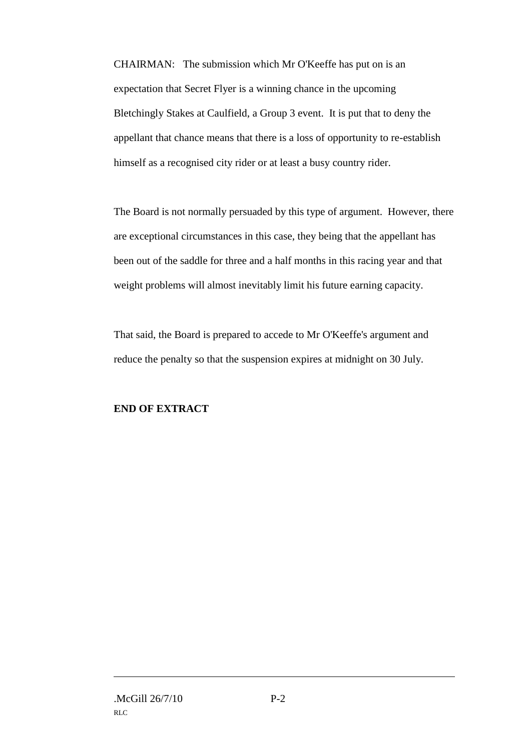CHAIRMAN: The submission which Mr O'Keeffe has put on is an expectation that Secret Flyer is a winning chance in the upcoming Bletchingly Stakes at Caulfield, a Group 3 event. It is put that to deny the appellant that chance means that there is a loss of opportunity to re-establish himself as a recognised city rider or at least a busy country rider.

The Board is not normally persuaded by this type of argument. However, there are exceptional circumstances in this case, they being that the appellant has been out of the saddle for three and a half months in this racing year and that weight problems will almost inevitably limit his future earning capacity.

That said, the Board is prepared to accede to Mr O'Keeffe's argument and reduce the penalty so that the suspension expires at midnight on 30 July.

**END OF EXTRACT**